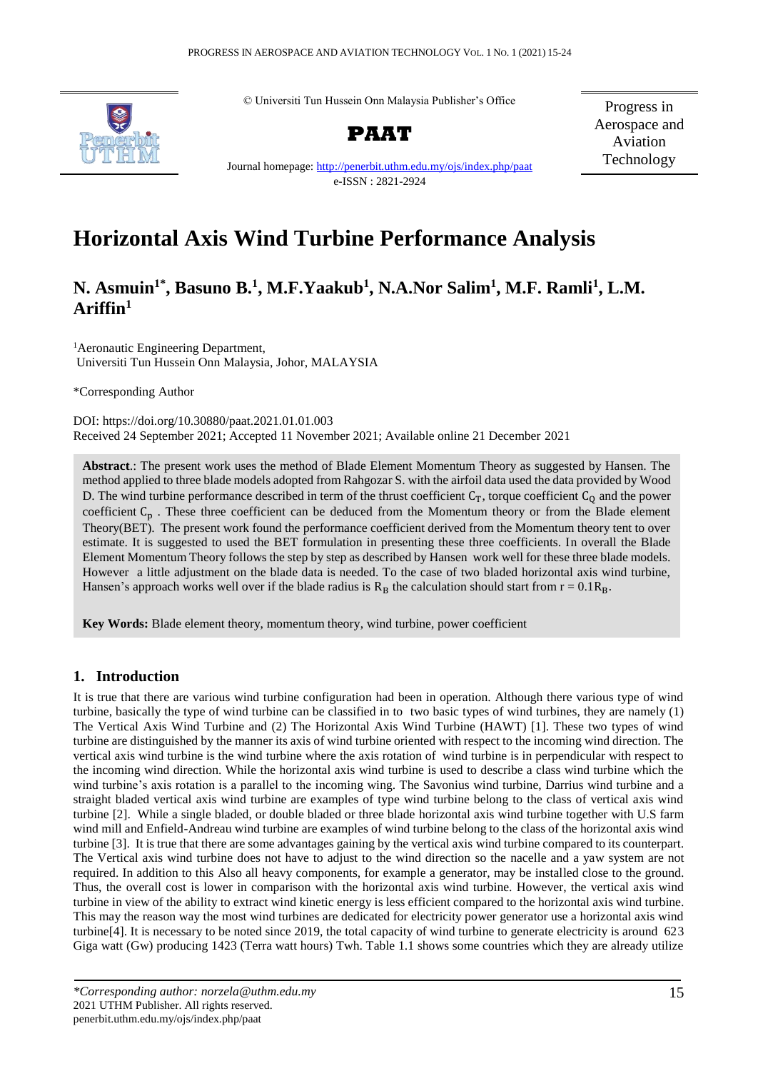© Universiti Tun Hussein Onn Malaysia Publisher's Office

**PAAT**

Journal homepage: http://penerbit.uthm.edu.my/ojs/index.php/paat

e-ISSN : 2821-2924

Progress in Aerospace and Aviation Technology

# Horizontal Axis Wind Turbine Performance Analysis

## N. Asmuin[1*], Basuno B.[1], M.F.Yaakub[1], N.A.Nor Salim[1], M.F. Ramli[1], L.M. Ariffin[1]

[1]Aeronautic Engineering Department,
Universiti Tun Hussein Onn Malaysia, Johor, MALAYSIA

*Corresponding Author

DOI: https://doi.org/10.30880/paat.2021.01.01.003
Received 24 September 2021; Accepted 11 November 2021; Available online 21 December 2021

**Abstract**.: The present work uses the method of Blade Element Momentum Theory as suggested by Hansen. The method applied to three blade models adopted from Rahgozar S. with the airfoil data used the data provided by Wood D. The wind turbine performance described in term of the thrust coefficient $C_T$, torque coefficient $C_Q$ and the power coefficient $C_p$ . These three coefficient can be deduced from the Momentum theory or from the Blade element Theory(BET). The present work found the performance coefficient derived from the Momentum theory tent to over estimate. It is suggested to used the BET formulation in presenting these three coefficients. In overall the Blade Element Momentum Theory follows the step by step as described by Hansen work well for these three blade models. However a little adjustment on the blade data is needed. To the case of two bladed horizontal axis wind turbine, Hansen's approach works well over if the blade radius is $R_B$ the calculation should start from $r = 0.1R_B$.

**Key Words:** Blade element theory, momentum theory, wind turbine, power coefficient

## 1. Introduction

It is true that there are various wind turbine configuration had been in operation. Although there various type of wind turbine, basically the type of wind turbine can be classified in to two basic types of wind turbines, they are namely (1) The Vertical Axis Wind Turbine and (2) The Horizontal Axis Wind Turbine (HAWT) [1]. These two types of wind turbine are distinguished by the manner its axis of wind turbine oriented with respect to the incoming wind direction. The vertical axis wind turbine is the wind turbine where the axis rotation of wind turbine is in perpendicular with respect to the incoming wind direction. While the horizontal axis wind turbine is used to describe a class wind turbine which the wind turbine's axis rotation is a parallel to the incoming wing. The Savonius wind turbine, Darrius wind turbine and a straight bladed vertical axis wind turbine are examples of type wind turbine belong to the class of vertical axis wind turbine [2]. While a single bladed, or double bladed or three blade horizontal axis wind turbine together with U.S farm wind mill and Enfield-Andreau wind turbine are examples of wind turbine belong to the class of the horizontal axis wind turbine [3]. It is true that there are some advantages gaining by the vertical axis wind turbine compared to its counterpart. The Vertical axis wind turbine does not have to adjust to the wind direction so the nacelle and a yaw system are not required. In addition to this Also all heavy components, for example a generator, may be installed close to the ground. Thus, the overall cost is lower in comparison with the horizontal axis wind turbine. However, the vertical axis wind turbine in view of the ability to extract wind kinetic energy is less efficient compared to the horizontal axis wind turbine. This may the reason way the most wind turbines are dedicated for electricity power generator use a horizontal axis wind turbine[4]. It is necessary to be noted since 2019, the total capacity of wind turbine to generate electricity is around 623 Giga watt (Gw) producing 1423 (Terra watt hours) Twh. Table 1.1 shows some countries which they are already utilize

*Corresponding author: norzela@uthm.edu.my
2021 UTHM Publisher. All rights reserved.
penerbit.uthm.edu.my/ojs/index.php/paat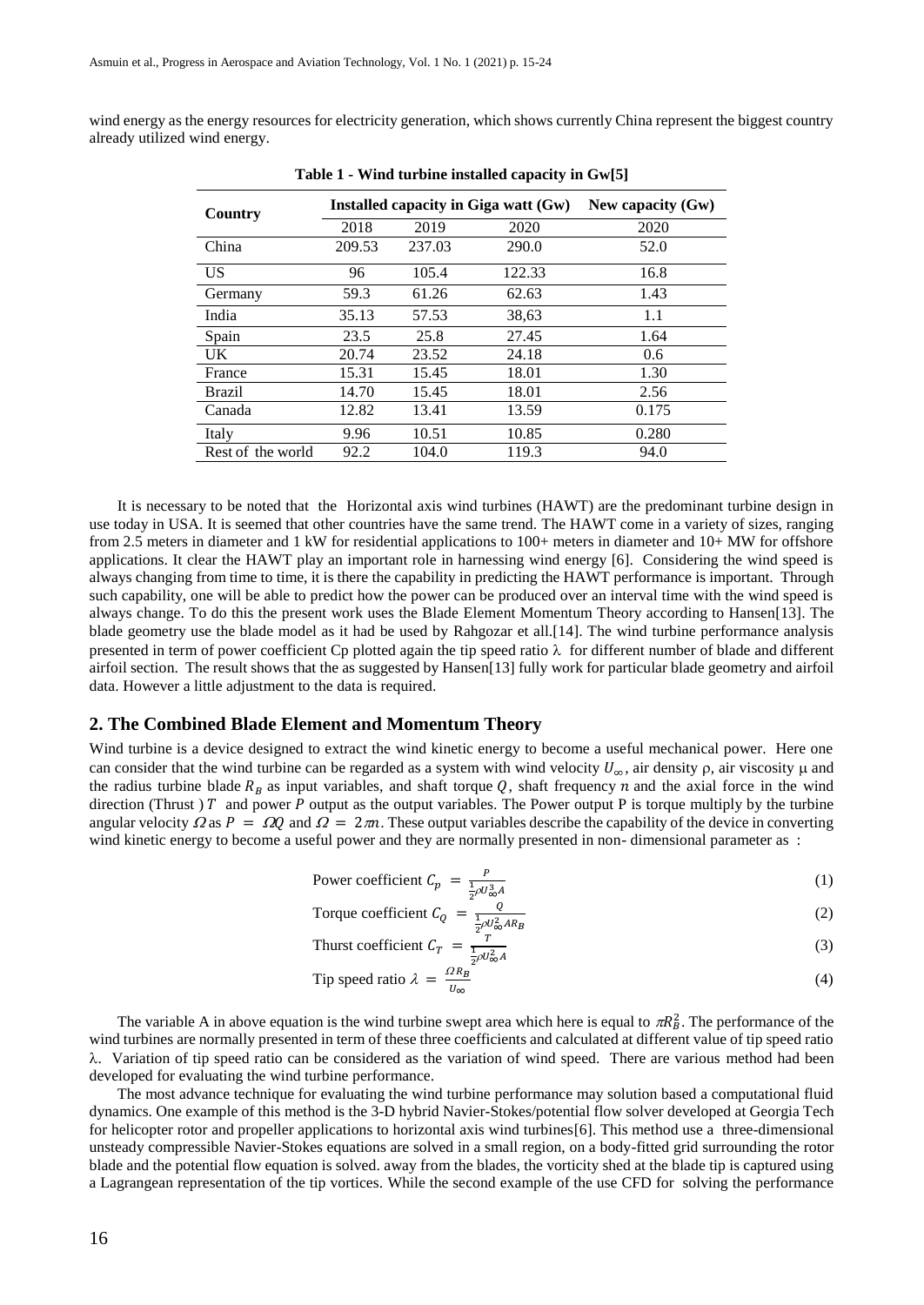wind energy as the energy resources for electricity generation, which shows currently China represent the biggest country already utilized wind energy.

**Table 1 - Wind turbine installed capacity in Gw[5]**

| Country | Installed capacity in Giga watt (Gw) | | | New capacity (Gw) |
|---|---|---|---|---|
| | 2018 | 2019 | 2020 | 2020 |
| China | 209.53 | 237.03 | 290.0 | 52.0 |
| US | 96 | 105.4 | 122.33 | 16.8 |
| Germany | 59.3 | 61.26 | 62.63 | 1.43 |
| India | 35.13 | 57.53 | 38,63 | 1.1 |
| Spain | 23.5 | 25.8 | 27.45 | 1.64 |
| UK | 20.74 | 23.52 | 24.18 | 0.6 |
| France | 15.31 | 15.45 | 18.01 | 1.30 |
| Brazil | 14.70 | 15.45 | 18.01 | 2.56 |
| Canada | 12.82 | 13.41 | 13.59 | 0.175 |
| Italy | 9.96 | 10.51 | 10.85 | 0.280 |
| Rest of the world | 92.2 | 104.0 | 119.3 | 94.0 |

It is necessary to be noted that the Horizontal axis wind turbines (HAWT) are the predominant turbine design in use today in USA. It is seemed that other countries have the same trend. The HAWT come in a variety of sizes, ranging from 2.5 meters in diameter and 1 kW for residential applications to 100+ meters in diameter and 10+ MW for offshore applications. It clear the HAWT play an important role in harnessing wind energy [6]. Considering the wind speed is always changing from time to time, it is there the capability in predicting the HAWT performance is important. Through such capability, one will be able to predict how the power can be produced over an interval time with the wind speed is always change. To do this the present work uses the Blade Element Momentum Theory according to Hansen[13]. The blade geometry use the blade model as it had be used by Rahgozar et all.[14]. The wind turbine performance analysis presented in term of power coefficient Cp plotted again the tip speed ratio $\lambda$ for different number of blade and different airfoil section. The result shows that the as suggested by Hansen[13] fully work for particular blade geometry and airfoil data. However a little adjustment to the data is required.

## 2. The Combined Blade Element and Momentum Theory

Wind turbine is a device designed to extract the wind kinetic energy to become a useful mechanical power. Here one can consider that the wind turbine can be regarded as a system with wind velocity $U_{\infty}$, air density $\rho$, air viscosity $\mu$ and the radius turbine blade $R_B$ as input variables, and shaft torque $Q$, shaft frequency $n$ and the axial force in the wind direction (Thrust ) $T$ and power $P$ output as the output variables. The Power output P is torque multiply by the turbine angular velocity $\Omega$ as $P = \Omega Q$ and $\Omega = 2\pi n$. These output variables describe the capability of the device in converting wind kinetic energy to become a useful power and they are normally presented in non- dimensional parameter as :

$$\text{Power coefficient } C_p = \frac{P}{\frac{1}{2}\rho U_{\infty}^3 A} \tag{1}$$

$$\text{Torque coefficient } C_Q = \frac{Q}{\frac{1}{2}\rho U_{\infty}^2 A R_B} \tag{2}$$

$$\text{Thurst coefficient } C_T = \frac{T}{\frac{1}{2}\rho U_{\infty}^2 A} \tag{3}$$

$$\text{Tip speed ratio } \lambda = \frac{\Omega R_B}{U_{\infty}} \tag{4}$$

The variable A in above equation is the wind turbine swept area which here is equal to $\pi R_B^2$. The performance of the wind turbines are normally presented in term of these three coefficients and calculated at different value of tip speed ratio $\lambda$. Variation of tip speed ratio can be considered as the variation of wind speed. There are various method had been developed for evaluating the wind turbine performance.

The most advance technique for evaluating the wind turbine performance may solution based a computational fluid dynamics. One example of this method is the 3-D hybrid Navier-Stokes/potential flow solver developed at Georgia Tech for helicopter rotor and propeller applications to horizontal axis wind turbines[6]. This method use a three-dimensional unsteady compressible Navier-Stokes equations are solved in a small region, on a body-fitted grid surrounding the rotor blade and the potential flow equation is solved. away from the blades, the vorticity shed at the blade tip is captured using a Lagrangean representation of the tip vortices. While the second example of the use CFD for solving the performance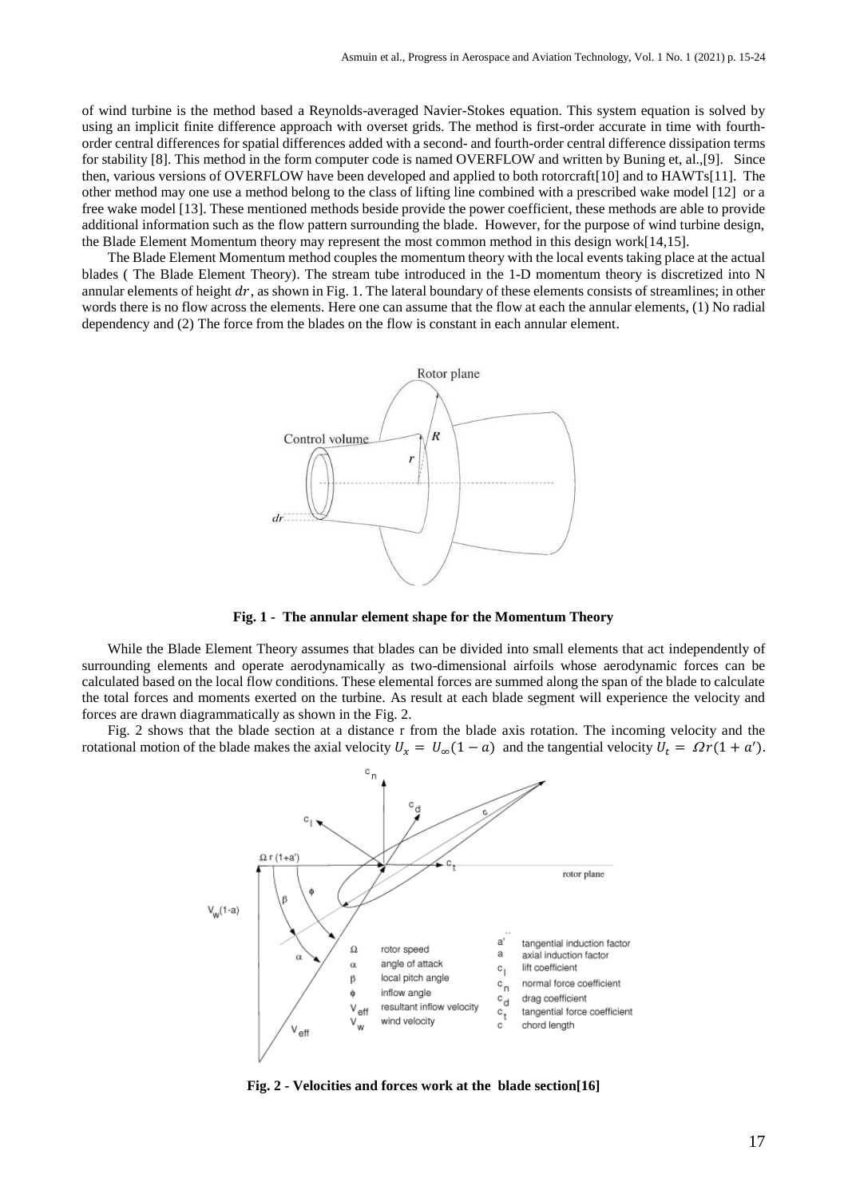of wind turbine is the method based a Reynolds-averaged Navier-Stokes equation. This system equation is solved by using an implicit finite difference approach with overset grids. The method is first-order accurate in time with fourth-order central differences for spatial differences added with a second- and fourth-order central difference dissipation terms for stability [8]. This method in the form computer code is named OVERFLOW and written by Buning et, al.,[9]. Since then, various versions of OVERFLOW have been developed and applied to both rotorcraft[10] and to HAWTs[11]. The other method may one use a method belong to the class of lifting line combined with a prescribed wake model [12] or a free wake model [13]. These mentioned methods beside provide the power coefficient, these methods are able to provide additional information such as the flow pattern surrounding the blade. However, for the purpose of wind turbine design, the Blade Element Momentum theory may represent the most common method in this design work[14,15].

The Blade Element Momentum method couples the momentum theory with the local events taking place at the actual blades ( The Blade Element Theory). The stream tube introduced in the 1-D momentum theory is discretized into N annular elements of height $dr$, as shown in Fig. 1. The lateral boundary of these elements consists of streamlines; in other words there is no flow across the elements. Here one can assume that the flow at each the annular elements, (1) No radial dependency and (2) The force from the blades on the flow is constant in each annular element.

**Fig. 1 - The annular element shape for the Momentum Theory**

While the Blade Element Theory assumes that blades can be divided into small elements that act independently of surrounding elements and operate aerodynamically as two-dimensional airfoils whose aerodynamic forces can be calculated based on the local flow conditions. These elemental forces are summed along the span of the blade to calculate the total forces and moments exerted on the turbine. As result at each blade segment will experience the velocity and forces are drawn diagrammatically as shown in the Fig. 2.

Fig. 2 shows that the blade section at a distance r from the blade axis rotation. The incoming velocity and the rotational motion of the blade makes the axial velocity $U_x = U_\infty(1 - a)$ and the tangential velocity $U_t = \Omega r(1 + a')$.

**Fig. 2 - Velocities and forces work at the blade section[16]**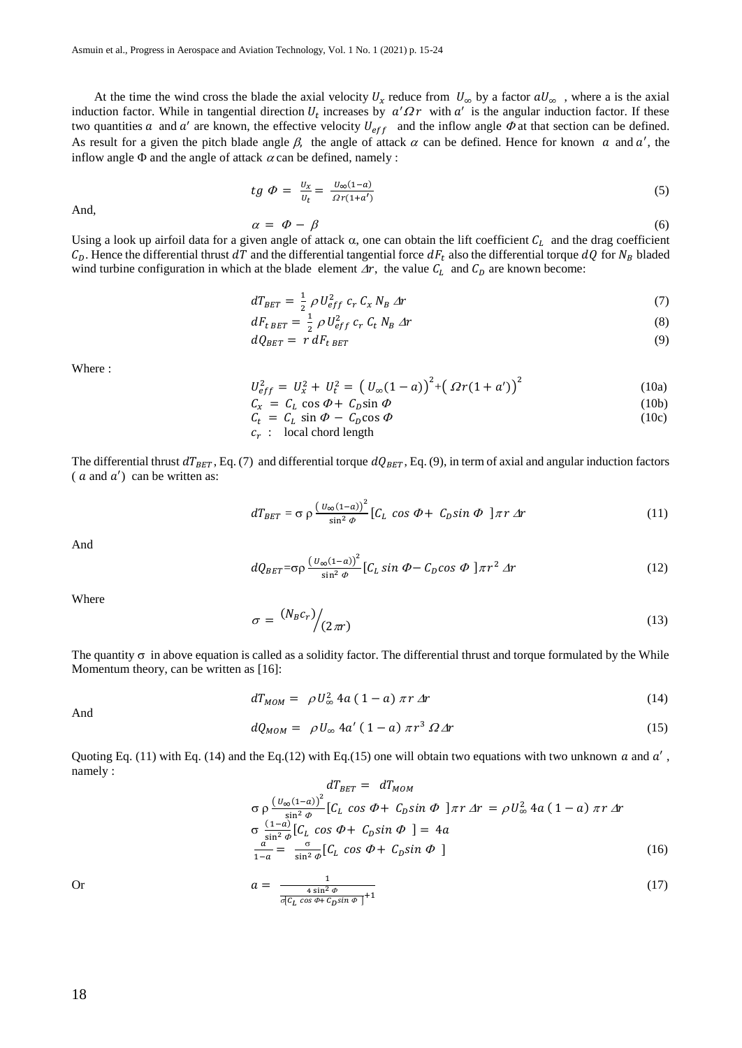At the time the wind cross the blade the axial velocity $U_x$ reduce from $U_\infty$ by a factor $aU_\infty$ , where a is the axial induction factor. While in tangential direction $U_t$ increases by $a'\Omega r$ with $a'$ is the angular induction factor. If these two quantities $a$ and $a'$ are known, the effective velocity $U_{eff}$ and the inflow angle $\Phi$ at that section can be defined. As result for a given the pitch blade angle $\beta$, the angle of attack $\alpha$ can be defined. Hence for known $a$ and $a'$, the inflow angle $\Phi$ and the angle of attack $\alpha$ can be defined, namely :

$$tg\ \Phi = \frac{U_x}{U_t} = \frac{U_\infty(1-a)}{\Omega r(1+a')} \tag{5}$$

And,

$$\alpha = \Phi - \beta \tag{6}$$

Using a look up airfoil data for a given angle of attack $\alpha$, one can obtain the lift coefficient $C_L$ and the drag coefficient $C_D$. Hence the differential thrust $dT$ and the differential tangential force $dF_t$ also the differential torque $dQ$ for $N_B$ bladed wind turbine configuration in which at the blade element $\Delta r$, the value $C_L$ and $C_D$ are known become:

$$dT_{BET} = \frac{1}{2}\rho U_{eff}^2\, c_r\, C_x\, N_B\, \Delta r \tag{7}$$

$$dF_{t\,BET} = \frac{1}{2}\rho U_{eff}^2\, c_r\, C_t\, N_B\, \Delta r \tag{8}$$

$$dQ_{BET} = r\, dF_{t\,BET} \tag{9}$$

Where :

$$U_{eff}^2 = U_x^2 + U_t^2 = \left(U_\infty(1-a)\right)^2 + \left(\Omega r(1+a')\right)^2 \tag{10a}$$

$$C_x = C_L \cos\Phi + C_D \sin\Phi \tag{10b}$$

$$C_t = C_L \sin\Phi - C_D \cos\Phi \tag{10c}$$

$c_r$ : local chord length

The differential thrust $dT_{BET}$, Eq. (7) and differential torque $dQ_{BET}$, Eq. (9), in term of axial and angular induction factors ( $a$ and $a'$) can be written as:

$$dT_{BET} = \sigma\,\rho\,\frac{\left(U_\infty(1-a)\right)^2}{\sin^2\Phi}\left[C_L\cos\Phi + C_D\sin\Phi\right]\pi r\,\Delta r \tag{11}$$

And

$$dQ_{BET} = \sigma\rho\,\frac{\left(U_\infty(1-a)\right)^2}{\sin^2\Phi}\left[C_L\sin\Phi - C_D\cos\Phi\right]\pi r^2\,\Delta r \tag{12}$$

Where

$$\sigma = {(N_B c_r)}\Big/{(2\pi r)} \tag{13}$$

The quantity $\sigma$ in above equation is called as a solidity factor. The differential thrust and torque formulated by the While Momentum theory, can be written as [16]:

$$dT_{MOM} = \rho U_\infty^2\, 4a\,(1-a)\,\pi r\,\Delta r \tag{14}$$

And

$$dQ_{MOM} = \rho U_\infty\, 4a'\,(1-a)\,\pi r^3\,\Omega\,\Delta r \tag{15}$$

Quoting Eq. (11) with Eq. (14) and the Eq.(12) with Eq.(15) one will obtain two equations with two unknown $a$ and $a'$ , namely :

$$dT_{BET} = dT_{MOM}$$

$$\sigma\,\rho\,\frac{\left(U_\infty(1-a)\right)^2}{\sin^2\Phi}\left[C_L\cos\Phi + C_D\sin\Phi\right]\pi r\,\Delta r = \rho U_\infty^2\, 4a\,(1-a)\,\pi r\,\Delta r$$

$$\sigma\,\frac{(1-a)}{\sin^2\Phi}\left[C_L\cos\Phi + C_D\sin\Phi\right] = 4a$$

$$\frac{a}{1-a} = \frac{\sigma}{\sin^2\Phi}\left[C_L\cos\Phi + C_D\sin\Phi\right] \tag{16}$$

Or

$$a = \frac{1}{\frac{4\sin^2\Phi}{\sigma\left[C_L\cos\Phi + C_D\sin\Phi\right]} + 1} \tag{17}$$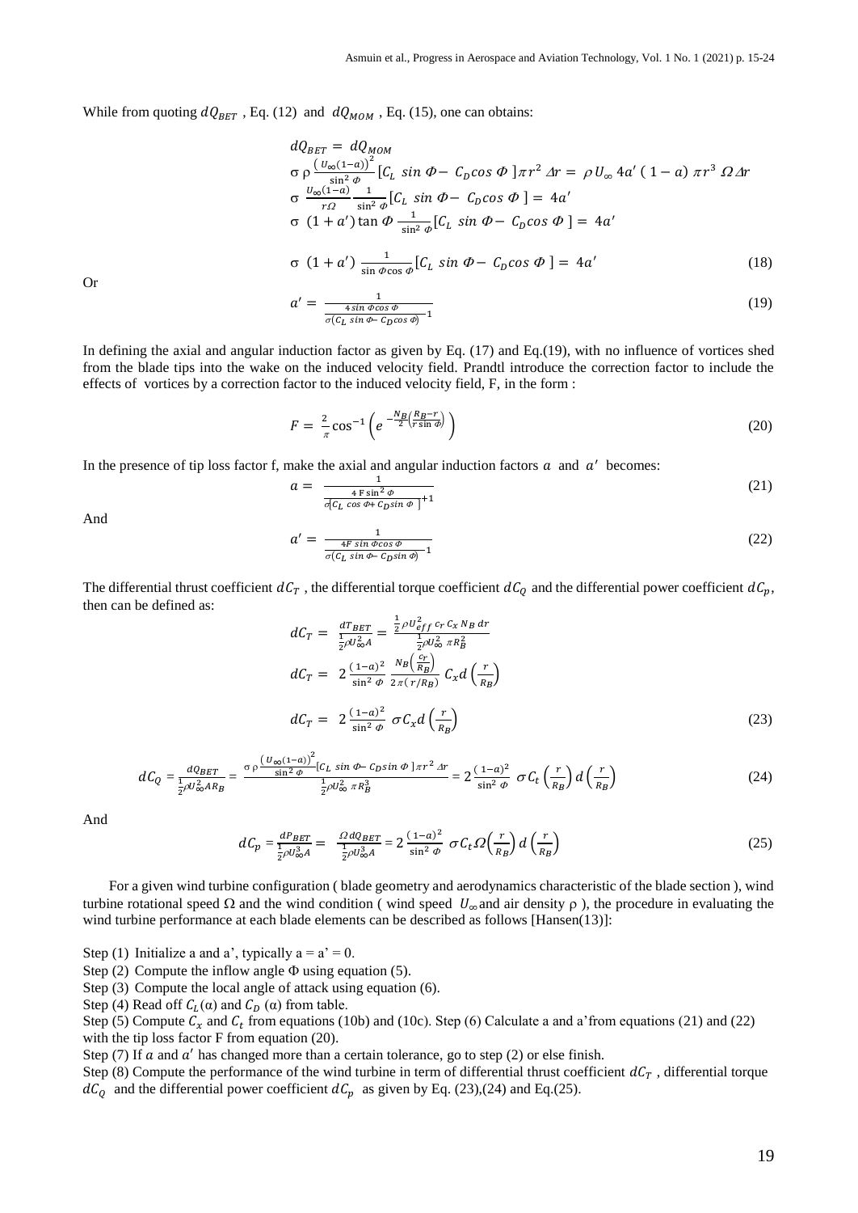While from quoting $dQ_{BET}$ , Eq. (12) and $dQ_{MOM}$ , Eq. (15), one can obtains:

$$dQ_{BET} = dQ_{MOM}$$

$$\sigma\, \rho \frac{\left(U_\infty(1-a)\right)^2}{\sin^2 \Phi}\left[C_L \sin \Phi - C_D \cos \Phi\right] \pi r^2 \Delta r = \rho U_\infty\, 4a' \,(1-a)\, \pi r^3\, \Omega \Delta r$$

$$\sigma\, \frac{U_\infty(1-a)}{r\Omega} \frac{1}{\sin^2 \Phi}\left[C_L \sin \Phi - C_D \cos \Phi\right] = 4a'$$

$$\sigma\, (1+a') \tan \Phi \frac{1}{\sin^2 \Phi}\left[C_L \sin \Phi - C_D \cos \Phi\right] = 4a'$$

$$\sigma\, (1+a') \frac{1}{\sin \Phi \cos \Phi}\left[C_L \sin \Phi - C_D \cos \Phi\right] = 4a' \tag{18}$$

Or

$$a' = \frac{1}{\frac{4 \sin \Phi \cos \Phi}{\sigma(C_L \sin \Phi - C_D \cos \Phi)} - 1} \tag{19}$$

In defining the axial and angular induction factor as given by Eq. (17) and Eq.(19), with no influence of vortices shed from the blade tips into the wake on the induced velocity field. Prandtl introduce the correction factor to include the effects of vortices by a correction factor to the induced velocity field, F, in the form :

$$F = \frac{2}{\pi} \cos^{-1}\left(e^{-\frac{N_B}{2}\left(\frac{R_B - r}{r \sin \Phi}\right)}\right) \tag{20}$$

In the presence of tip loss factor f, make the axial and angular induction factors $a$ and $a'$ becomes:

$$a = \frac{1}{\frac{4\, F \sin^2 \Phi}{\sigma\left[C_L \cos \Phi + C_D \sin \Phi\right]} + 1} \tag{21}$$

And

$$a' = \frac{1}{\frac{4F \sin \Phi \cos \Phi}{\sigma(C_L \sin \Phi - C_D \sin \Phi)} - 1} \tag{22}$$

The differential thrust coefficient $dC_T$ , the differential torque coefficient $dC_Q$ and the differential power coefficient $dC_p$, then can be defined as:

$$dC_T = \frac{dT_{BET}}{\frac{1}{2}\rho U_\infty^2 A} = \frac{\frac{1}{2}\rho U_{eff}^2\, c_r\, C_x\, N_B\, dr}{\frac{1}{2}\rho U_\infty^2\, \pi R_B^2}$$

$$dC_T = 2\frac{(1-a)^2}{\sin^2 \Phi} \frac{N_B\left(\frac{c_r}{R_B}\right)}{2\pi(r/R_B)}\, C_x d\left(\frac{r}{R_B}\right)$$

$$dC_T = 2\frac{(1-a)^2}{\sin^2 \Phi}\, \sigma C_x d\left(\frac{r}{R_B}\right) \tag{23}$$

$$dC_Q = \frac{dQ_{BET}}{\frac{1}{2}\rho U_\infty^2 A R_B} = \frac{\sigma\, \rho \frac{\left(U_\infty(1-a)\right)^2}{\sin^2 \Phi}\left[C_L \sin \Phi - C_D \sin \Phi\right] \pi r^2 \Delta r}{\frac{1}{2}\rho U_\infty^2\, \pi R_B^3} = 2\frac{(1-a)^2}{\sin^2 \Phi}\, \sigma C_t \left(\frac{r}{R_B}\right) d\left(\frac{r}{R_B}\right) \tag{24}$$

And

$$dC_p = \frac{dP_{BET}}{\frac{1}{2}\rho U_\infty^3 A} = \frac{\Omega\, dQ_{BET}}{\frac{1}{2}\rho U_\infty^3 A} = 2\frac{(1-a)^2}{\sin^2 \Phi}\, \sigma C_t \Omega \left(\frac{r}{R_B}\right) d\left(\frac{r}{R_B}\right) \tag{25}$$

For a given wind turbine configuration ( blade geometry and aerodynamics characteristic of the blade section ), wind turbine rotational speed $\Omega$ and the wind condition ( wind speed $U_\infty$ and air density $\rho$ ), the procedure in evaluating the wind turbine performance at each blade elements can be described as follows [Hansen(13)]:

Step (1) Initialize a and a', typically a = a' = 0.
Step (2) Compute the inflow angle $\Phi$ using equation (5).
Step (3) Compute the local angle of attack using equation (6).
Step (4) Read off $C_L(\alpha)$ and $C_D$ ($\alpha$) from table.
Step (5) Compute $C_x$ and $C_t$ from equations (10b) and (10c). Step (6) Calculate a and a' from equations (21) and (22) with the tip loss factor F from equation (20).
Step (7) If $a$ and $a'$ has changed more than a certain tolerance, go to step (2) or else finish.
Step (8) Compute the performance of the wind turbine in term of differential thrust coefficient $dC_T$ , differential torque $dC_Q$ and the differential power coefficient $dC_p$ as given by Eq. (23),(24) and Eq.(25).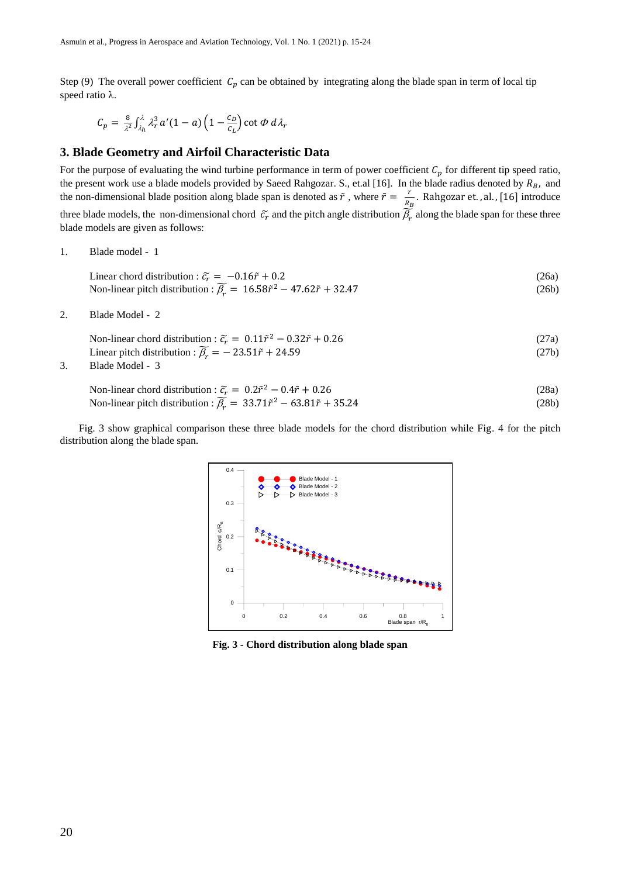Step (9) The overall power coefficient $C_p$ can be obtained by integrating along the blade span in term of local tip speed ratio λ.

$$C_p = \frac{8}{\lambda^2} \int_{\lambda_h}^{\lambda} \lambda_r^3 a'(1-a)\left(1 - \frac{C_D}{C_L}\right) \cot \Phi \, d\lambda_r$$

## 3. Blade Geometry and Airfoil Characteristic Data

For the purpose of evaluating the wind turbine performance in term of power coefficient $C_p$ for different tip speed ratio, the present work use a blade models provided by Saeed Rahgozar. S., et.al [16]. In the blade radius denoted by $R_B$, and the non-dimensional blade position along blade span is denoted as $\tilde{r}$ , where $\tilde{r} = \frac{r}{R_B}$. Rahgozar et. , al., [16] introduce three blade models, the non-dimensional chord $\widetilde{c_r}$ and the pitch angle distribution $\widetilde{\beta_r}$ along the blade span for these three blade models are given as follows:

1. Blade model - 1

   Linear chord distribution : $\widetilde{c_r} = -0.16\tilde{r} + 0.2$ (26a)
   
   Non-linear pitch distribution : $\widetilde{\beta_r} = 16.58\tilde{r}^2 - 47.62\tilde{r} + 32.47$ (26b)

2. Blade Model - 2

   Non-linear chord distribution : $\widetilde{c_r} = 0.11\tilde{r}^2 - 0.32\tilde{r} + 0.26$ (27a)
   
   Linear pitch distribution : $\widetilde{\beta_r} = -23.51\tilde{r} + 24.59$ (27b)

3. Blade Model - 3

   Non-linear chord distribution : $\widetilde{c_r} = 0.2\tilde{r}^2 - 0.4\tilde{r} + 0.26$ (28a)
   
   Non-linear pitch distribution : $\widetilde{\beta_r} = 33.71\tilde{r}^2 - 63.81\tilde{r} + 35.24$ (28b)

Fig. 3 show graphical comparison these three blade models for the chord distribution while Fig. 4 for the pitch distribution along the blade span.

**Fig. 3 - Chord distribution along blade span**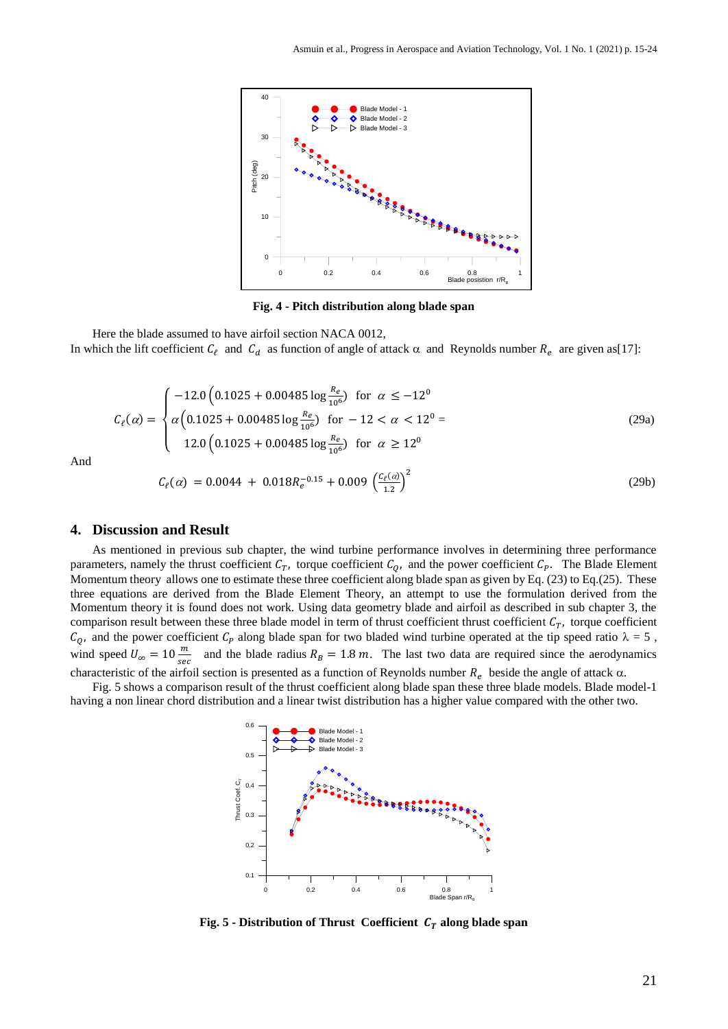Fig. 4 - Pitch distribution along blade span

Here the blade assumed to have airfoil section NACA 0012,
In which the lift coefficient $C_\ell$ and $C_d$ as function of angle of attack α and Reynolds number $R_e$ are given as[17]:

$$C_\ell(\alpha) = \begin{cases} -12.0\left(0.1025 + 0.00485 \log \frac{R_e}{10^6}\right) & \text{for } \alpha \le -12^0 \\ \alpha\left(0.1025 + 0.00485 \log \frac{R_e}{10^6}\right) & \text{for } -12 < \alpha < 12^0 = \\ 12.0\left(0.1025 + 0.00485 \log \frac{R_e}{10^6}\right) & \text{for } \alpha \ge 12^0 \end{cases} \tag{29a}$$

And

$$C_\ell(\alpha) = 0.0044 + 0.018 R_e^{-0.15} + 0.009 \left(\frac{C_\ell(\alpha)}{1.2}\right)^2 \tag{29b}$$

## 4. Discussion and Result

As mentioned in previous sub chapter, the wind turbine performance involves in determining three performance parameters, namely the thrust coefficient $C_T$, torque coefficient $C_Q$, and the power coefficient $C_P$. The Blade Element Momentum theory allows one to estimate these three coefficient along blade span as given by Eq. (23) to Eq.(25). These three equations are derived from the Blade Element Theory, an attempt to use the formulation derived from the Momentum theory it is found does not work. Using data geometry blade and airfoil as described in sub chapter 3, the comparison result between these three blade model in term of thrust coefficient thrust coefficient $C_T$, torque coefficient $C_Q$, and the power coefficient $C_P$ along blade span for two bladed wind turbine operated at the tip speed ratio λ = 5 , wind speed $U_\infty = 10 \frac{m}{sec}$ and the blade radius $R_B = 1.8\, m$. The last two data are required since the aerodynamics characteristic of the airfoil section is presented as a function of Reynolds number $R_e$ beside the angle of attack α.

Fig. 5 shows a comparison result of the thrust coefficient along blade span these three blade models. Blade model-1 having a non linear chord distribution and a linear twist distribution has a higher value compared with the other two.

Fig. 5 - Distribution of Thrust Coefficient $C_T$ along blade span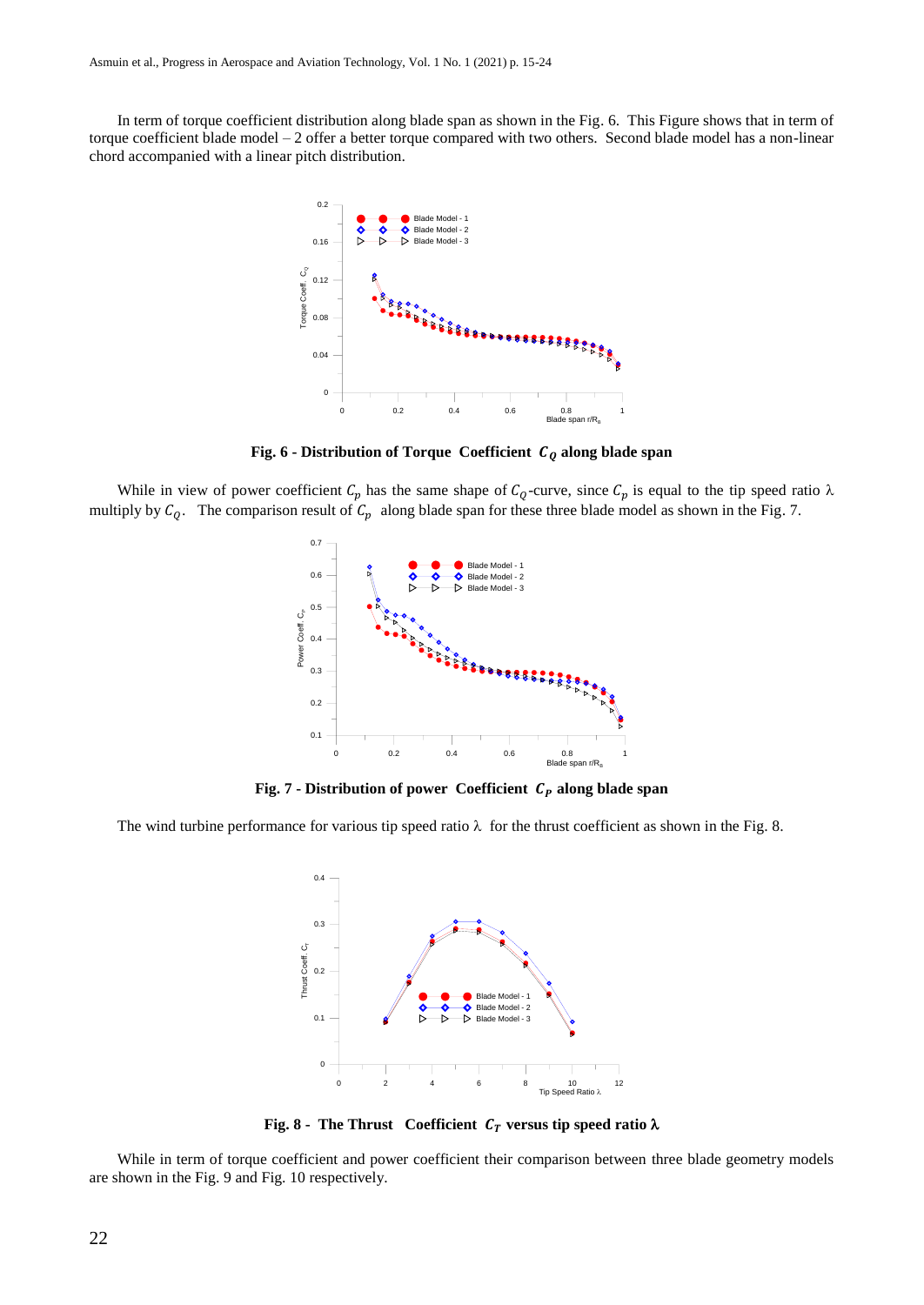In term of torque coefficient distribution along blade span as shown in the Fig. 6. This Figure shows that in term of torque coefficient blade model – 2 offer a better torque compared with two others. Second blade model has a non-linear chord accompanied with a linear pitch distribution.

**Fig. 6 - Distribution of Torque Coefficient $C_Q$ along blade span**

While in view of power coefficient $C_p$ has the same shape of $C_Q$-curve, since $C_p$ is equal to the tip speed ratio λ multiply by $C_Q$. The comparison result of $C_p$ along blade span for these three blade model as shown in the Fig. 7.

**Fig. 7 - Distribution of power Coefficient $C_P$ along blade span**

The wind turbine performance for various tip speed ratio λ for the thrust coefficient as shown in the Fig. 8.

**Fig. 8 - The Thrust Coefficient $C_T$ versus tip speed ratio λ**

While in term of torque coefficient and power coefficient their comparison between three blade geometry models are shown in the Fig. 9 and Fig. 10 respectively.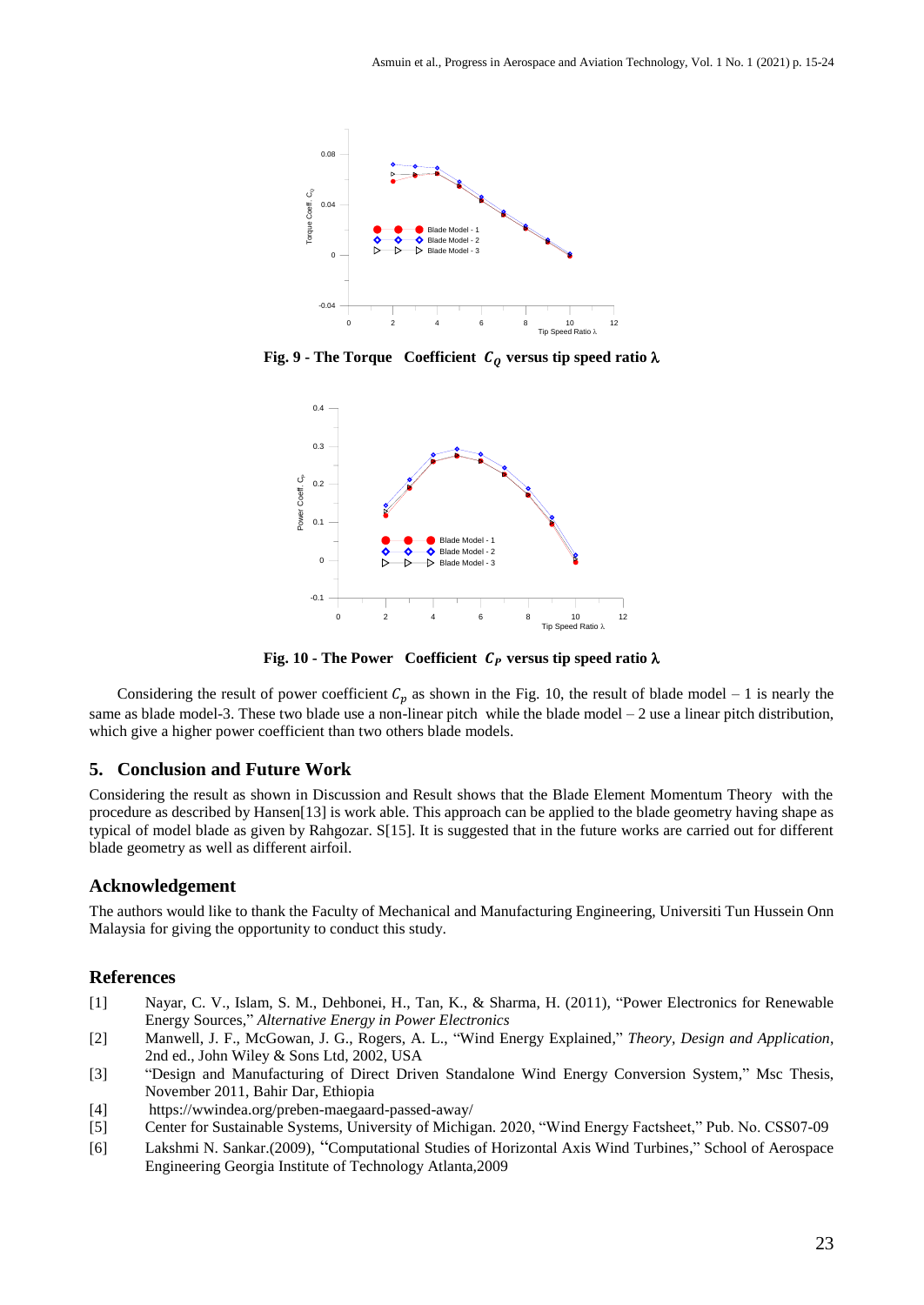Fig. 9 - The Torque Coefficient $C_Q$ versus tip speed ratio $\lambda$

Fig. 10 - The Power Coefficient $C_P$ versus tip speed ratio $\lambda$

Considering the result of power coefficient $C_p$ as shown in the Fig. 10, the result of blade model – 1 is nearly the same as blade model-3. These two blade use a non-linear pitch while the blade model – 2 use a linear pitch distribution, which give a higher power coefficient than two others blade models.

## 5. Conclusion and Future Work

Considering the result as shown in Discussion and Result shows that the Blade Element Momentum Theory with the procedure as described by Hansen[13] is work able. This approach can be applied to the blade geometry having shape as typical of model blade as given by Rahgozar. S[15]. It is suggested that in the future works are carried out for different blade geometry as well as different airfoil.

## Acknowledgement

The authors would like to thank the Faculty of Mechanical and Manufacturing Engineering, Universiti Tun Hussein Onn Malaysia for giving the opportunity to conduct this study.

## References

[1] Nayar, C. V., Islam, S. M., Dehbonei, H., Tan, K., & Sharma, H. (2011), "Power Electronics for Renewable Energy Sources," *Alternative Energy in Power Electronics*

[2] Manwell, J. F., McGowan, J. G., Rogers, A. L., "Wind Energy Explained," *Theory, Design and Application*, 2nd ed., John Wiley & Sons Ltd, 2002, USA

[3] "Design and Manufacturing of Direct Driven Standalone Wind Energy Conversion System," Msc Thesis, November 2011, Bahir Dar, Ethiopia

[4] https://wwindea.org/preben-maegaard-passed-away/

[5] Center for Sustainable Systems, University of Michigan. 2020, "Wind Energy Factsheet," Pub. No. CSS07-09

[6] Lakshmi N. Sankar.(2009), "Computational Studies of Horizontal Axis Wind Turbines," School of Aerospace Engineering Georgia Institute of Technology Atlanta,2009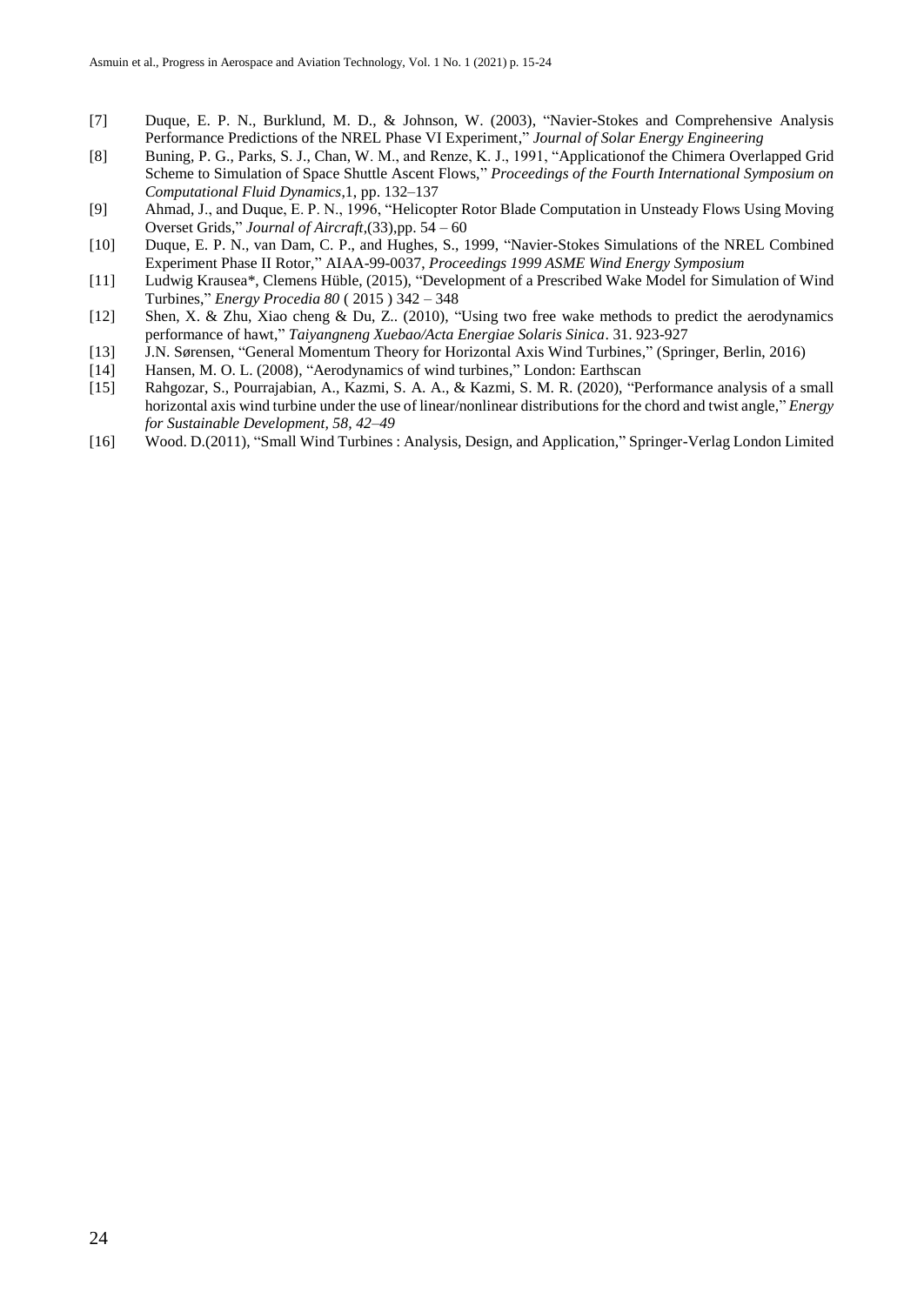[7] Duque, E. P. N., Burklund, M. D., & Johnson, W. (2003), "Navier-Stokes and Comprehensive Analysis Performance Predictions of the NREL Phase VI Experiment," *Journal of Solar Energy Engineering*

[8] Buning, P. G., Parks, S. J., Chan, W. M., and Renze, K. J., 1991, "Applicationof the Chimera Overlapped Grid Scheme to Simulation of Space Shuttle Ascent Flows," *Proceedings of the Fourth International Symposium on Computational Fluid Dynamics*,1, pp. 132–137

[9] Ahmad, J., and Duque, E. P. N., 1996, "Helicopter Rotor Blade Computation in Unsteady Flows Using Moving Overset Grids," *Journal of Aircraft*,(33),pp. 54 – 60

[10] Duque, E. P. N., van Dam, C. P., and Hughes, S., 1999, "Navier-Stokes Simulations of the NREL Combined Experiment Phase II Rotor," AIAA-99-0037, *Proceedings 1999 ASME Wind Energy Symposium*

[11] Ludwig Krausea*, Clemens Hüble, (2015), "Development of a Prescribed Wake Model for Simulation of Wind Turbines," *Energy Procedia 80* ( 2015 ) 342 – 348

[12] Shen, X. & Zhu, Xiao cheng & Du, Z.. (2010), "Using two free wake methods to predict the aerodynamics performance of hawt," *Taiyangneng Xuebao/Acta Energiae Solaris Sinica*. 31. 923-927

[13] J.N. Sørensen, "General Momentum Theory for Horizontal Axis Wind Turbines," (Springer, Berlin, 2016)

[14] Hansen, M. O. L. (2008), "Aerodynamics of wind turbines," London: Earthscan

[15] Rahgozar, S., Pourrajabian, A., Kazmi, S. A. A., & Kazmi, S. M. R. (2020), "Performance analysis of a small horizontal axis wind turbine under the use of linear/nonlinear distributions for the chord and twist angle," *Energy for Sustainable Development, 58, 42–49*

[16] Wood. D.(2011), "Small Wind Turbines : Analysis, Design, and Application," Springer-Verlag London Limited